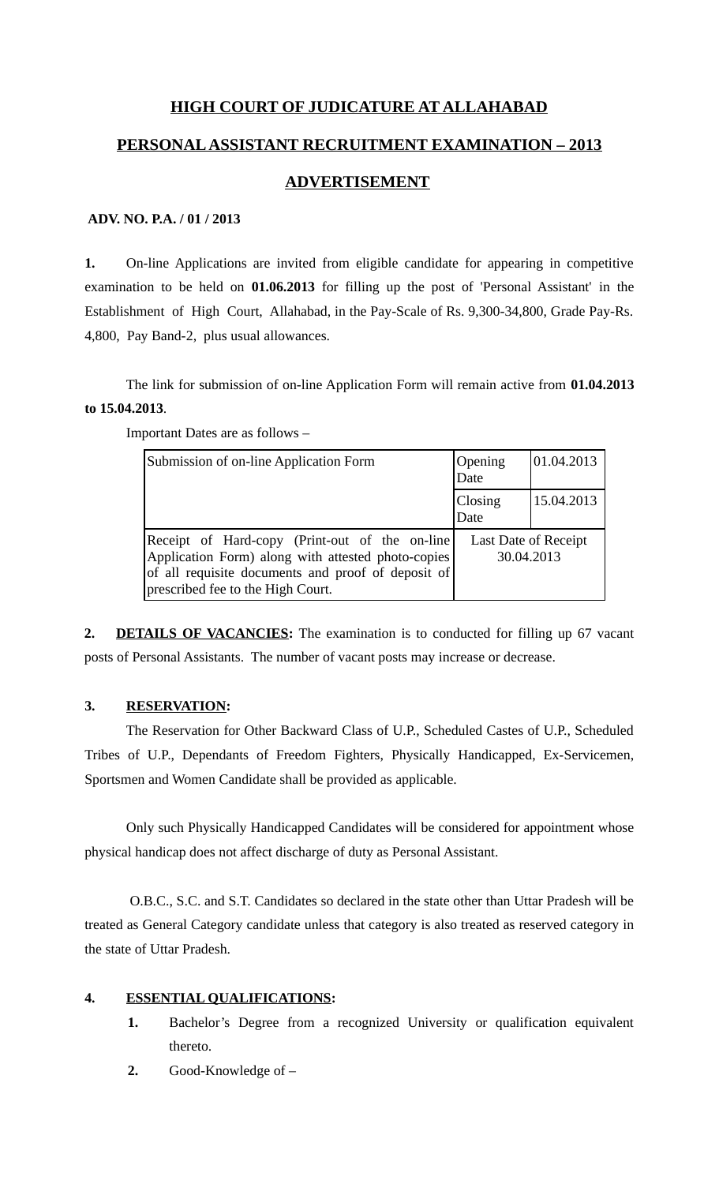# HIGH COURT OF JUDICATURE AT ALLAHABAD

## PERSONAL ASSISTANT RECRUITMENT EXAMINATION – 2013

## ADVERTISEMENT

**ADV. NO. P.A. / 01 / 2013**

**1.** On-line Applications are invited from eligible candidate for appearing in competitive examination to be held on **01.06.2013** for filling up the post of 'Personal Assistant' in the Establishment of High Court, Allahabad, in the Pay-Scale of Rs. 9,300-34,800, Grade Pay-Rs. 4,800, Pay Band-2, plus usual allowances.

The link for submission of on-line Application Form will remain active from **01.04.2013 to 15.04.2013**.

Important Dates are as follows –

| Submission of on-line Application Form | Opening Date | 01.04.2013 |
|---|---|---|
| | Closing Date | 15.04.2013 |
| Receipt of Hard-copy (Print-out of the on-line Application Form) along with attested photo-copies of all requisite documents and proof of deposit of prescribed fee to the High Court. | Last Date of Receipt 30.04.2013 | |

**2. DETAILS OF VACANCIES:** The examination is to conducted for filling up 67 vacant posts of Personal Assistants. The number of vacant posts may increase or decrease.

**3. RESERVATION:**

The Reservation for Other Backward Class of U.P., Scheduled Castes of U.P., Scheduled Tribes of U.P., Dependants of Freedom Fighters, Physically Handicapped, Ex-Servicemen, Sportsmen and Women Candidate shall be provided as applicable.

Only such Physically Handicapped Candidates will be considered for appointment whose physical handicap does not affect discharge of duty as Personal Assistant.

O.B.C., S.C. and S.T. Candidates so declared in the state other than Uttar Pradesh will be treated as General Category candidate unless that category is also treated as reserved category in the state of Uttar Pradesh.

**4. ESSENTIAL QUALIFICATIONS:**

1. Bachelor's Degree from a recognized University or qualification equivalent thereto.
2. Good-Knowledge of –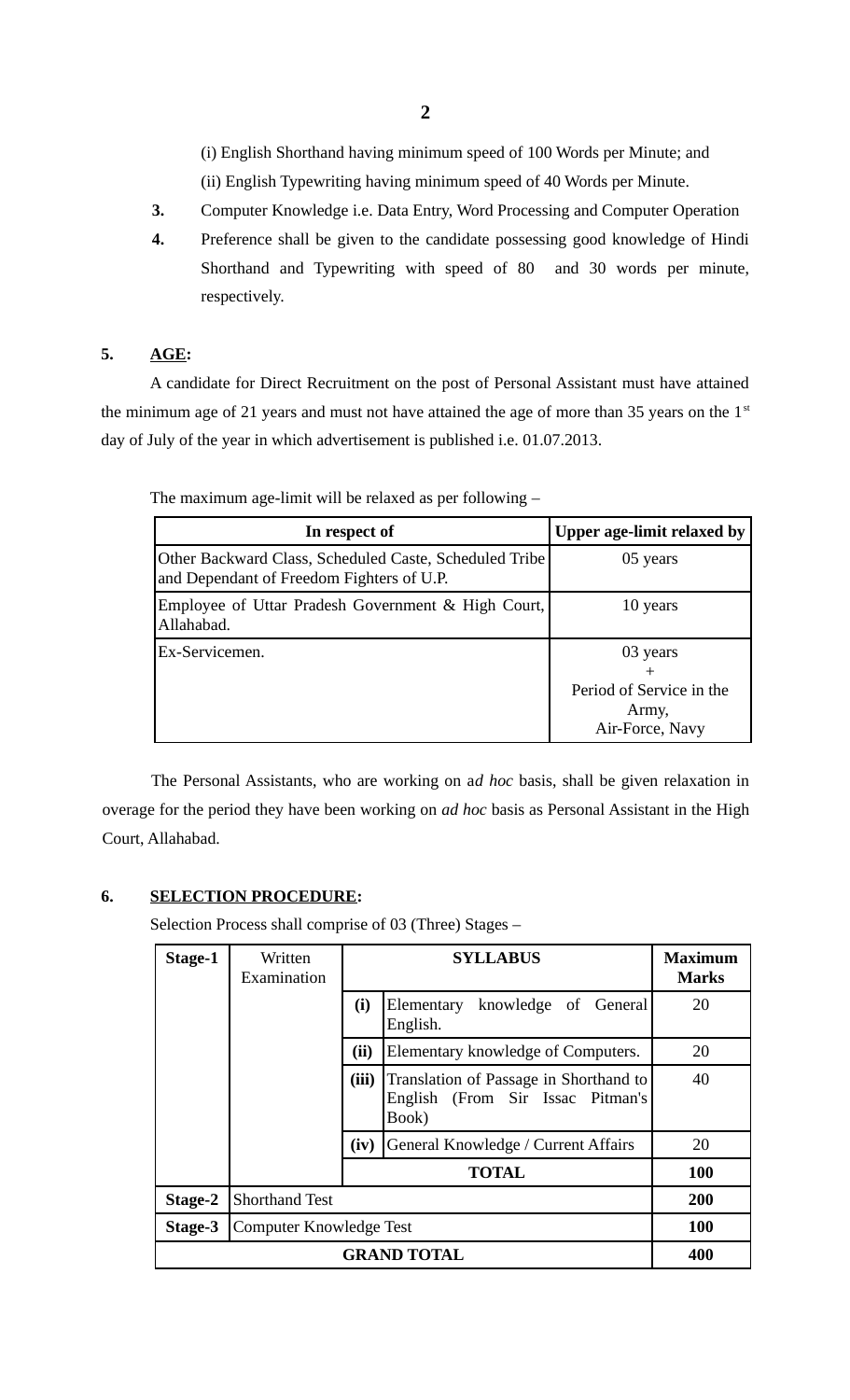(i) English Shorthand having minimum speed of 100 Words per Minute; and

(ii) English Typewriting having minimum speed of 40 Words per Minute.

**3.** Computer Knowledge i.e. Data Entry, Word Processing and Computer Operation

**4.** Preference shall be given to the candidate possessing good knowledge of Hindi Shorthand and Typewriting with speed of 80 and 30 words per minute, respectively.

**5. AGE:**

A candidate for Direct Recruitment on the post of Personal Assistant must have attained the minimum age of 21 years and must not have attained the age of more than 35 years on the 1st day of July of the year in which advertisement is published i.e. 01.07.2013.

The maximum age-limit will be relaxed as per following –

| In respect of | Upper age-limit relaxed by |
|---|---|
| Other Backward Class, Scheduled Caste, Scheduled Tribe and Dependant of Freedom Fighters of U.P. | 05 years |
| Employee of Uttar Pradesh Government & High Court, Allahabad. | 10 years |
| Ex-Servicemen. | 03 years + Period of Service in the Army, Air-Force, Navy |

The Personal Assistants, who are working on a*d hoc* basis, shall be given relaxation in overage for the period they have been working on *ad hoc* basis as Personal Assistant in the High Court, Allahabad.

**6. SELECTION PROCEDURE:**

Selection Process shall comprise of 03 (Three) Stages –

| Stage-1 | Written Examination | SYLLABUS | | Maximum Marks |
|---|---|---|---|---|
| | | **(i)** | Elementary knowledge of General English. | 20 |
| | | **(ii)** | Elementary knowledge of Computers. | 20 |
| | | **(iii)** | Translation of Passage in Shorthand to English (From Sir Issac Pitman's Book) | 40 |
| | | **(iv)** | General Knowledge / Current Affairs | 20 |
| | | **TOTAL** | | **100** |
| **Stage-2** | Shorthand Test | | | **200** |
| **Stage-3** | Computer Knowledge Test | | | **100** |
| **GRAND TOTAL** | | | | **400** |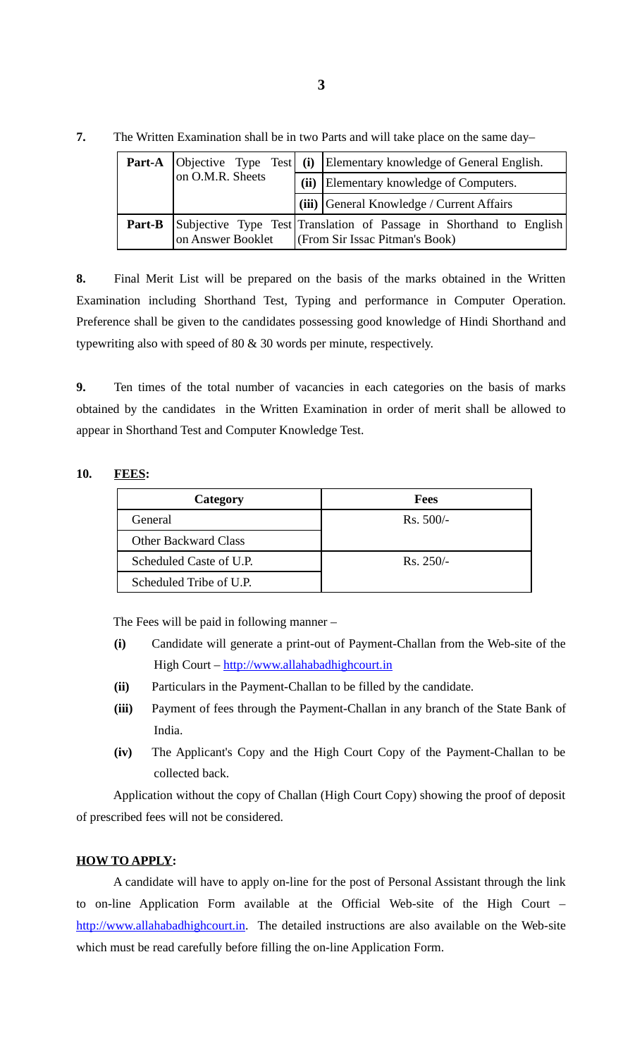**7.** The Written Examination shall be in two Parts and will take place on the same day–

| | | | |
|---|---|---|---|
| **Part-A** | Objective Type Test on O.M.R. Sheets | **(i)** | Elementary knowledge of General English. |
| | | **(ii)** | Elementary knowledge of Computers. |
| | | **(iii)** | General Knowledge / Current Affairs |
| **Part-B** | Subjective Type Test on Answer Booklet | Translation of Passage in Shorthand to English (From Sir Issac Pitman's Book) | |

**8.** Final Merit List will be prepared on the basis of the marks obtained in the Written Examination including Shorthand Test, Typing and performance in Computer Operation. Preference shall be given to the candidates possessing good knowledge of Hindi Shorthand and typewriting also with speed of 80 & 30 words per minute, respectively.

**9.** Ten times of the total number of vacancies in each categories on the basis of marks obtained by the candidates in the Written Examination in order of merit shall be allowed to appear in Shorthand Test and Computer Knowledge Test.

**10. FEES:**

| Category | Fees |
|---|---|
| General | Rs. 500/- |
| Other Backward Class | |
| Scheduled Caste of U.P. | Rs. 250/- |
| Scheduled Tribe of U.P. | |

The Fees will be paid in following manner –

- **(i)** Candidate will generate a print-out of Payment-Challan from the Web-site of the High Court – http://www.allahabadhighcourt.in
- **(ii)** Particulars in the Payment-Challan to be filled by the candidate.
- **(iii)** Payment of fees through the Payment-Challan in any branch of the State Bank of India.
- **(iv)** The Applicant's Copy and the High Court Copy of the Payment-Challan to be collected back.

Application without the copy of Challan (High Court Copy) showing the proof of deposit of prescribed fees will not be considered.

**HOW TO APPLY:**

A candidate will have to apply on-line for the post of Personal Assistant through the link to on-line Application Form available at the Official Web-site of the High Court – http://www.allahabadhighcourt.in. The detailed instructions are also available on the Web-site which must be read carefully before filling the on-line Application Form.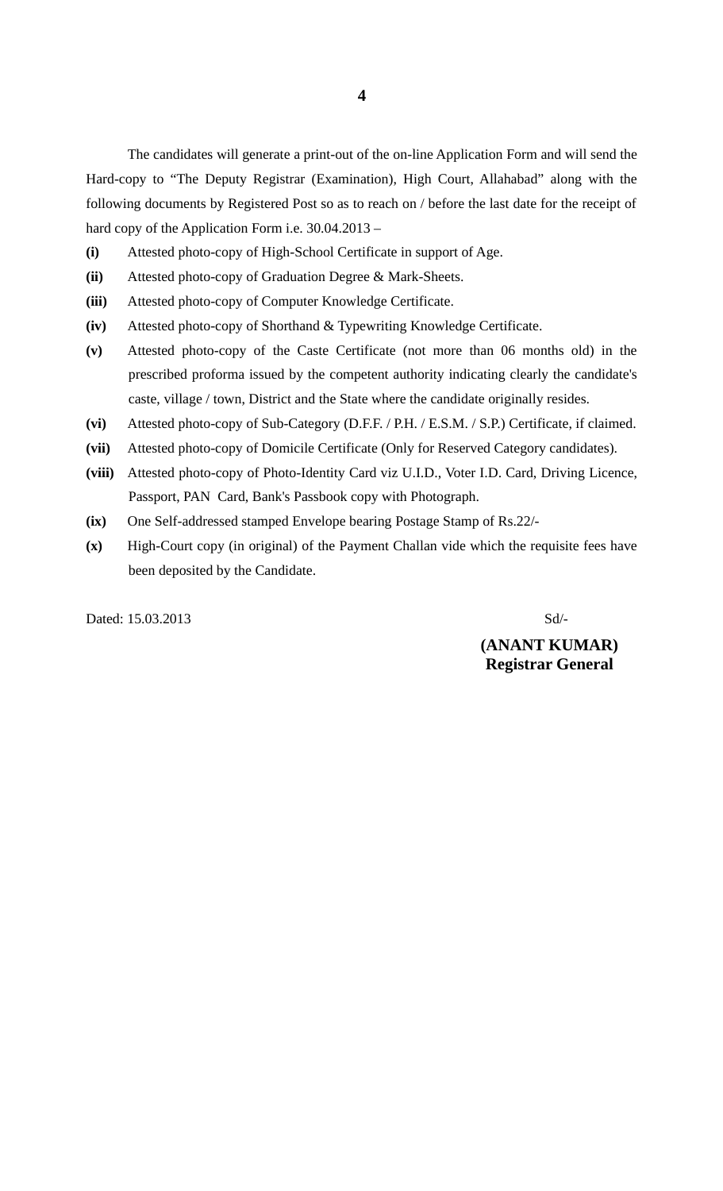The candidates will generate a print-out of the on-line Application Form and will send the Hard-copy to "The Deputy Registrar (Examination), High Court, Allahabad" along with the following documents by Registered Post so as to reach on / before the last date for the receipt of hard copy of the Application Form i.e. 30.04.2013 –

**(i)** Attested photo-copy of High-School Certificate in support of Age.

**(ii)** Attested photo-copy of Graduation Degree & Mark-Sheets.

**(iii)** Attested photo-copy of Computer Knowledge Certificate.

**(iv)** Attested photo-copy of Shorthand & Typewriting Knowledge Certificate.

**(v)** Attested photo-copy of the Caste Certificate (not more than 06 months old) in the prescribed proforma issued by the competent authority indicating clearly the candidate's caste, village / town, District and the State where the candidate originally resides.

**(vi)** Attested photo-copy of Sub-Category (D.F.F. / P.H. / E.S.M. / S.P.) Certificate, if claimed.

**(vii)** Attested photo-copy of Domicile Certificate (Only for Reserved Category candidates).

**(viii)** Attested photo-copy of Photo-Identity Card viz U.I.D., Voter I.D. Card, Driving Licence, Passport, PAN Card, Bank's Passbook copy with Photograph.

**(ix)** One Self-addressed stamped Envelope bearing Postage Stamp of Rs.22/-

**(x)** High-Court copy (in original) of the Payment Challan vide which the requisite fees have been deposited by the Candidate.

Dated: 15.03.2013

Sd/-

**(ANANT KUMAR)**
**Registrar General**